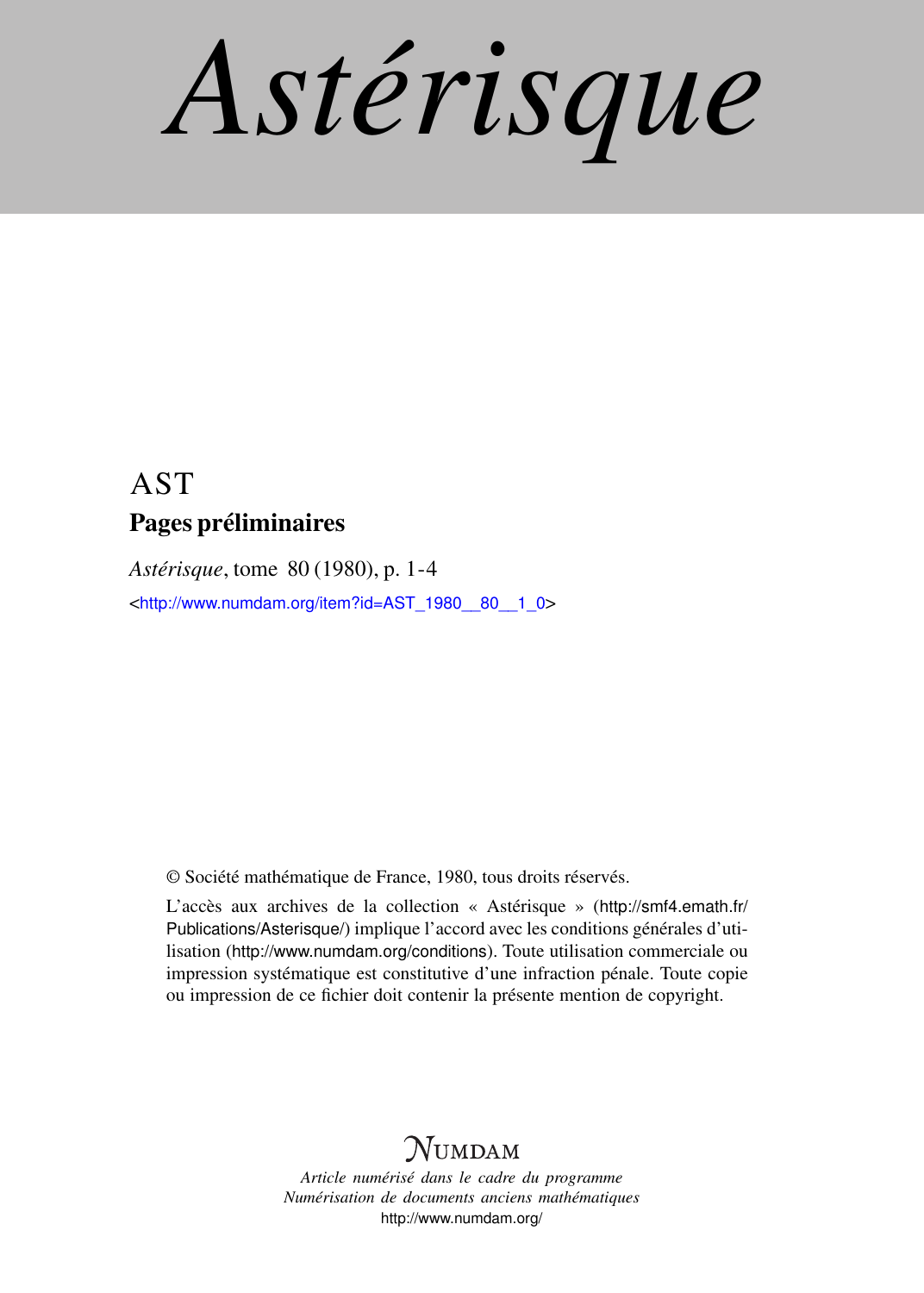# Astérisque

AST

## Pages préliminaires

*Astérisque*, tome 80 (1980), p. 1-4

<http://www.numdam.org/item?id=AST_1980__80__1_0>

© Société mathématique de France, 1980, tous droits réservés.

L'accès aux archives de la collection « Astérisque » (http://smf4.emath.fr/Publications/Asterisque/) implique l'accord avec les conditions générales d'utilisation (http://www.numdam.org/conditions). Toute utilisation commerciale ou impression systématique est constitutive d'une infraction pénale. Toute copie ou impression de ce fichier doit contenir la présente mention de copyright.

NUMDAM

*Article numérisé dans le cadre du programme*
*Numérisation de documents anciens mathématiques*
http://www.numdam.org/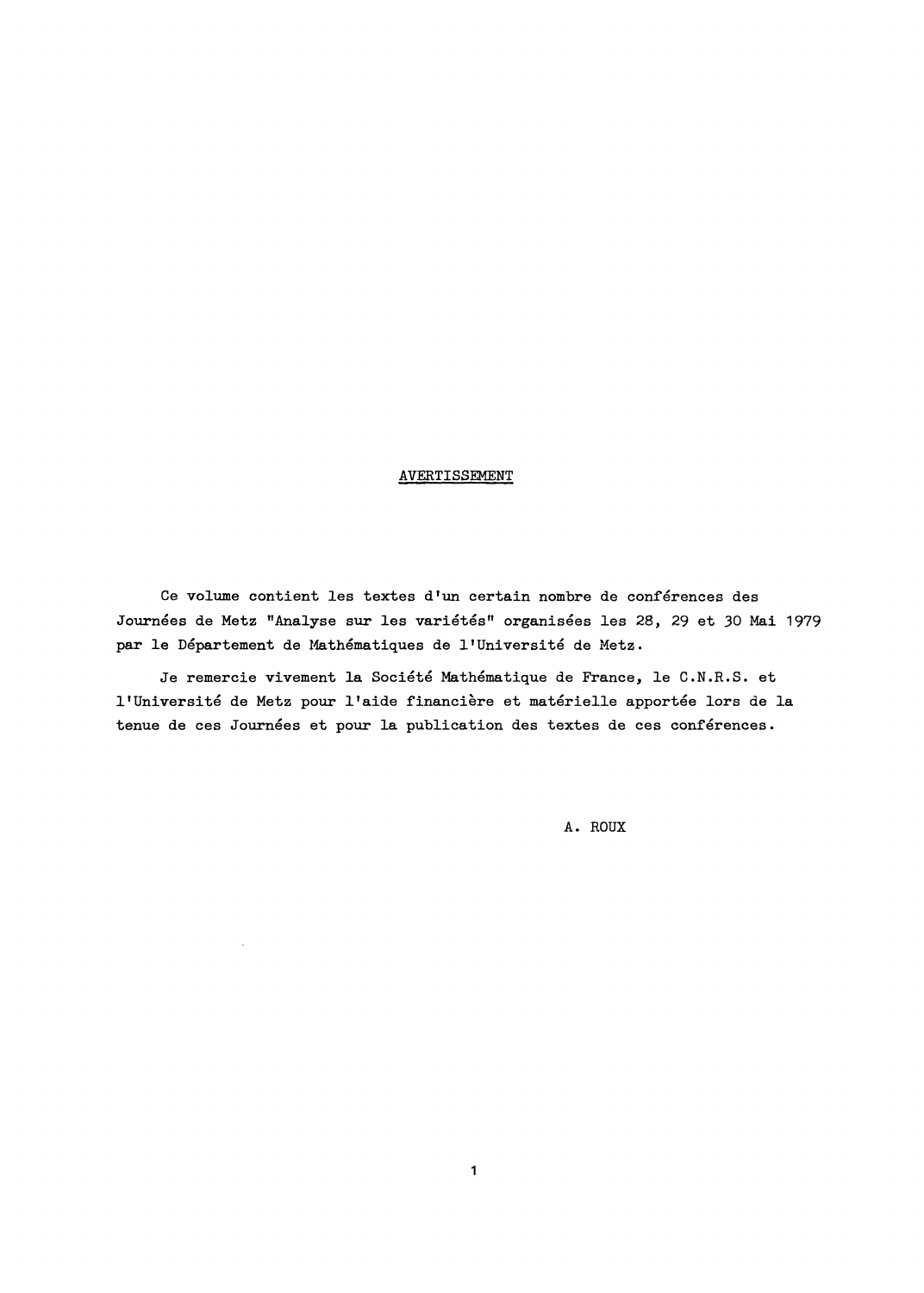## AVERTISSEMENT

Ce volume contient les textes d'un certain nombre de conférences des Journées de Metz "Analyse sur les variétés" organisées les 28, 29 et 30 Mai 1979 par le Département de Mathématiques de l'Université de Metz.

Je remercie vivement la Société Mathématique de France, le C.N.R.S. et l'Université de Metz pour l'aide financière et matérielle apportée lors de la tenue de ces Journées et pour la publication des textes de ces conférences.

A. ROUX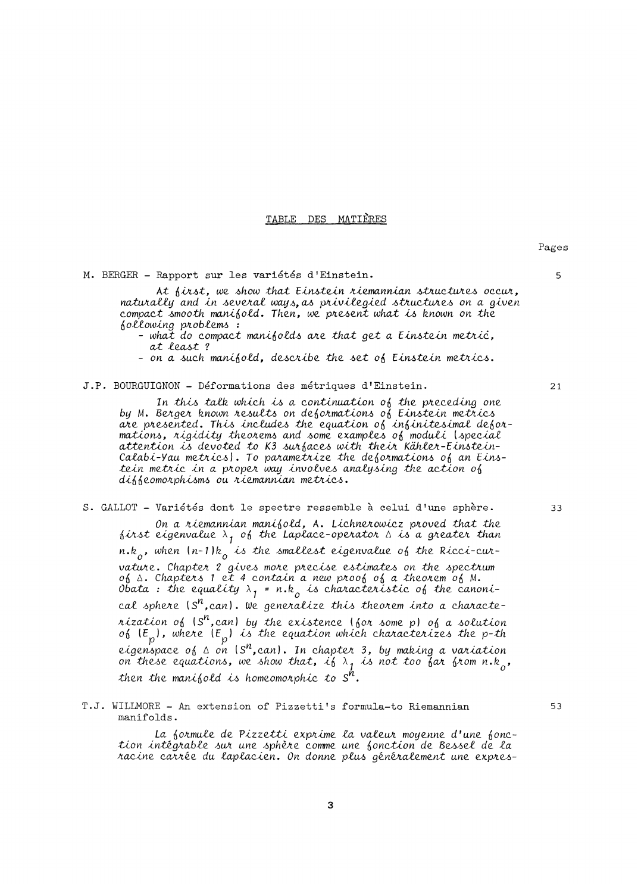# TABLE DES MATIÈRES

Pages

M. BERGER - Rapport sur les variétés d'Einstein. 5

*At first, we show that Einstein riemannian structures occur, naturally and in several ways, as privilegied structures on a given compact smooth manifold. Then, we present what is known on the following problems :*

- *what do compact manifolds are that get a Einstein metric, at least ?*
- *on a such manifold, describe the set of Einstein metrics.*

J.P. BOURGUIGNON - Déformations des métriques d'Einstein. 21

*In this talk which is a continuation of the preceding one by M. Berger known results on deformations of Einstein metrics are presented. This includes the equation of infinitesimal deformations, rigidity theorems and some examples of moduli (special attention is devoted to K3 surfaces with their Kähler-Einstein-Calabi-Yau metrics). To parametrize the deformations of an Einstein metric in a proper way involves analysing the action of diffeomorphisms ou riemannian metrics.*

S. GALLOT - Variétés dont le spectre ressemble à celui d'une sphère. 33

*On a riemannian manifold, A. Lichnerowicz proved that the first eigenvalue $\lambda_1$ of the Laplace-operator $\Delta$ is a greater than $n.k_o$, when $(n-1)k_o$ is the smallest eigenvalue of the Ricci-curvature. Chapter 2 gives more precise estimates on the spectrum of $\Delta$. Chapters 1 et 4 contain a new proof of a theorem of M. Obata : the equality $\lambda_1 = n.k_o$ is characteristic of the canonical sphere $(S^n,can)$. We generalize this theorem into a characterization of $(S^n,can)$ by the existence (for some p) of a solution of $(E_p)$, where $(E_p)$ is the equation which characterizes the p-th eigenspace of $\Delta$ on $(S^n,can)$. In chapter 3, by making a variation on these equations, we show that, if $\lambda_1$ is not too far from $n.k_o$, then the manifold is homeomorphic to $S^n$.*

T.J. WILLMORE - An extension of Pizzetti's formula-to Riemannian manifolds. 53

*La formule de Pizzetti exprime la valeur moyenne d'une fonction intégrable sur une sphère comme une fonction de Bessel de la racine carrée du laplacien. On donne plus généralement une expres-*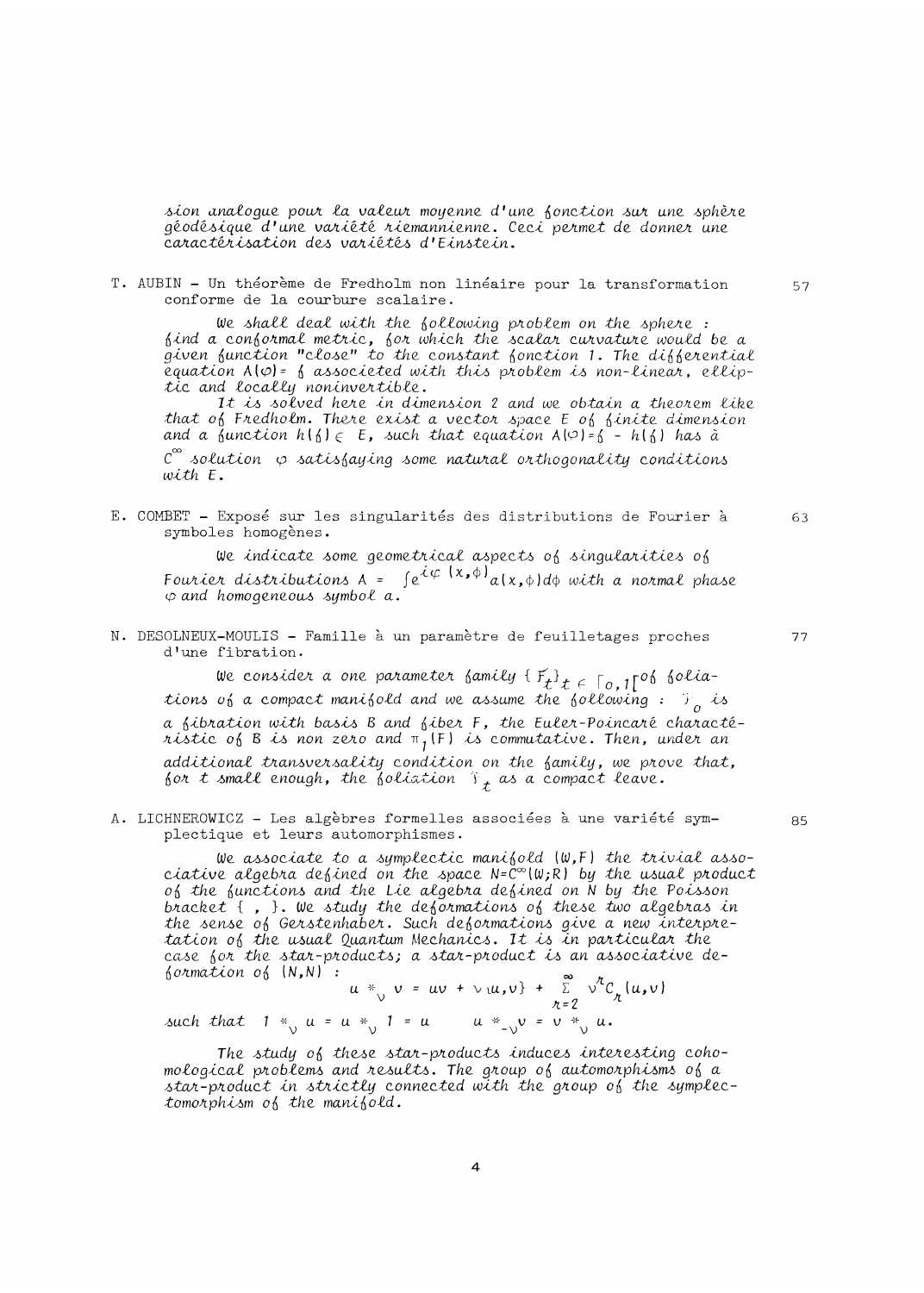*sion analogue pour la valeur moyenne d'une fonction sur une sphère géodésique d'une variété riemannienne. Ceci permet de donner une caractérisation des variétés d'Einstein.*

T. AUBIN - Un théorème de Fredholm non linéaire pour la transformation conforme de la courbure scalaire. 57

*We shall deal with the following problem on the sphere : find a conformal metric, for which the scalar curvature would be a given function "close" to the constant fonction 1. The differential equation $A(\varphi) = f$ associated with this problem is non-linear, elliptic and locally noninvertible.*

*It is solved here in dimension 2 and we obtain a theorem like that of Fredholm. There exist a vector space E of finite dimension and a function $h(f) \in E$, such that equation $A(\varphi) = f - h(f)$ has à $C^\infty$ solution $\varphi$ satisfaying some natural orthogonality conditions with E.*

E. COMBET - Exposé sur les singularités des distributions de Fourier à symboles homogènes. 63

*We indicate some geometrical aspects of singularities of Fourier distributions $A = \int e^{i\varphi(x,\phi)} a(x,\phi) d\phi$ with a normal phase $\varphi$ and homogeneous symbol a.*

N. DESOLNEUX-MOULIS - Famille à un paramètre de feuilletages proches d'une fibration. 77

*We consider a one parameter family $\{F_t\}_{t \in [0,1[}$ of foliations of a compact manifold and we assume the following : $\mathcal{F}_0$ is a fibration with basis B and fiber F, the Euler-Poincaré caractéristic of B is non zero and $\pi_1(F)$ is commutative. Then, under an additional transversality condition on the family, we prove that, for t small enough, the foliation $\mathcal{F}_t$ as a compact leave.*

A. LICHNEROWICZ - Les algèbres formelles associées à une variété symplectique et leurs automorphismes. 85

*We associate to a symplectic manifold (W,F) the trivial associative algebra defined on the space $N = C^\infty(W;R)$ by the usual product of the functions and the Lie algebra defined on N by the Poisson bracket { , }. We study the deformations of these two algebras in the sense of Gerstenhaber. Such deformations give a new interpretation of the usual Quantum Mechanics. It is in particular the case for the star-products; a star-product is an associative deformation of (N,N) :*

$$u *_\nu v = uv + \nu\{u,v\} + \sum_{r=2}^{\infty} \nu^r C_r(u,v)$$

*such that* $1 *_\nu u = u *_\nu 1 = u \qquad u *_{-\nu} v = v *_\nu u.$

*The study of these star-products induces interesting cohomological problems and results. The group of automorphisms of a star-product in strictly connected with the group of the symplectomorphism of the manifold.*